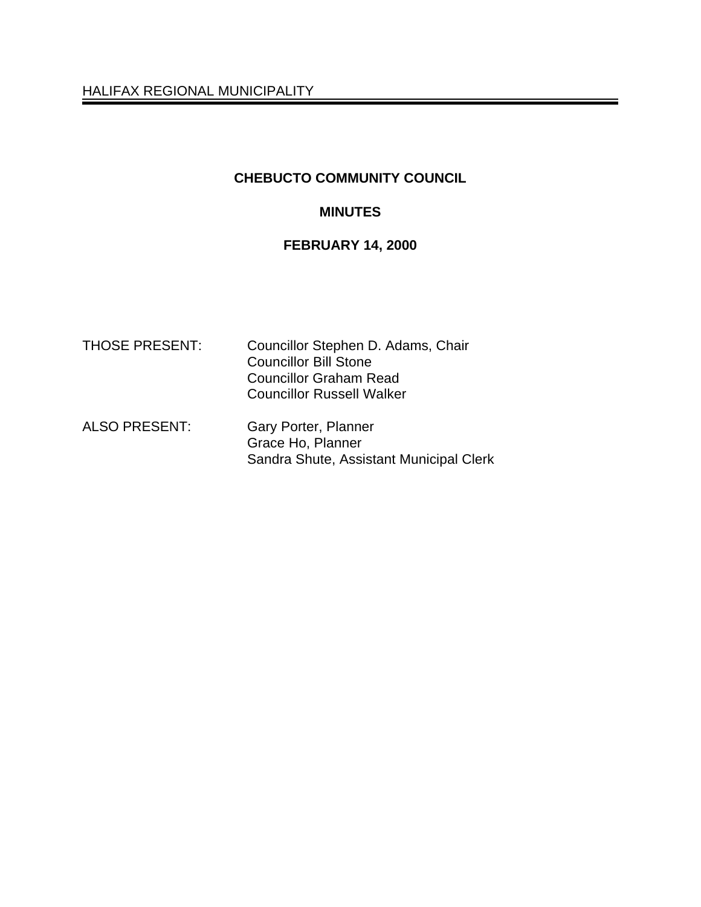HALIFAX REGIONAL MUNICIPALITY

# CHEBUCTO COMMUNITY COUNCIL

## MINUTES

## FEBRUARY 14, 2000

THOSE PRESENT: Councillor Stephen D. Adams, Chair
Councillor Bill Stone
Councillor Graham Read
Councillor Russell Walker

ALSO PRESENT: Gary Porter, Planner
Grace Ho, Planner
Sandra Shute, Assistant Municipal Clerk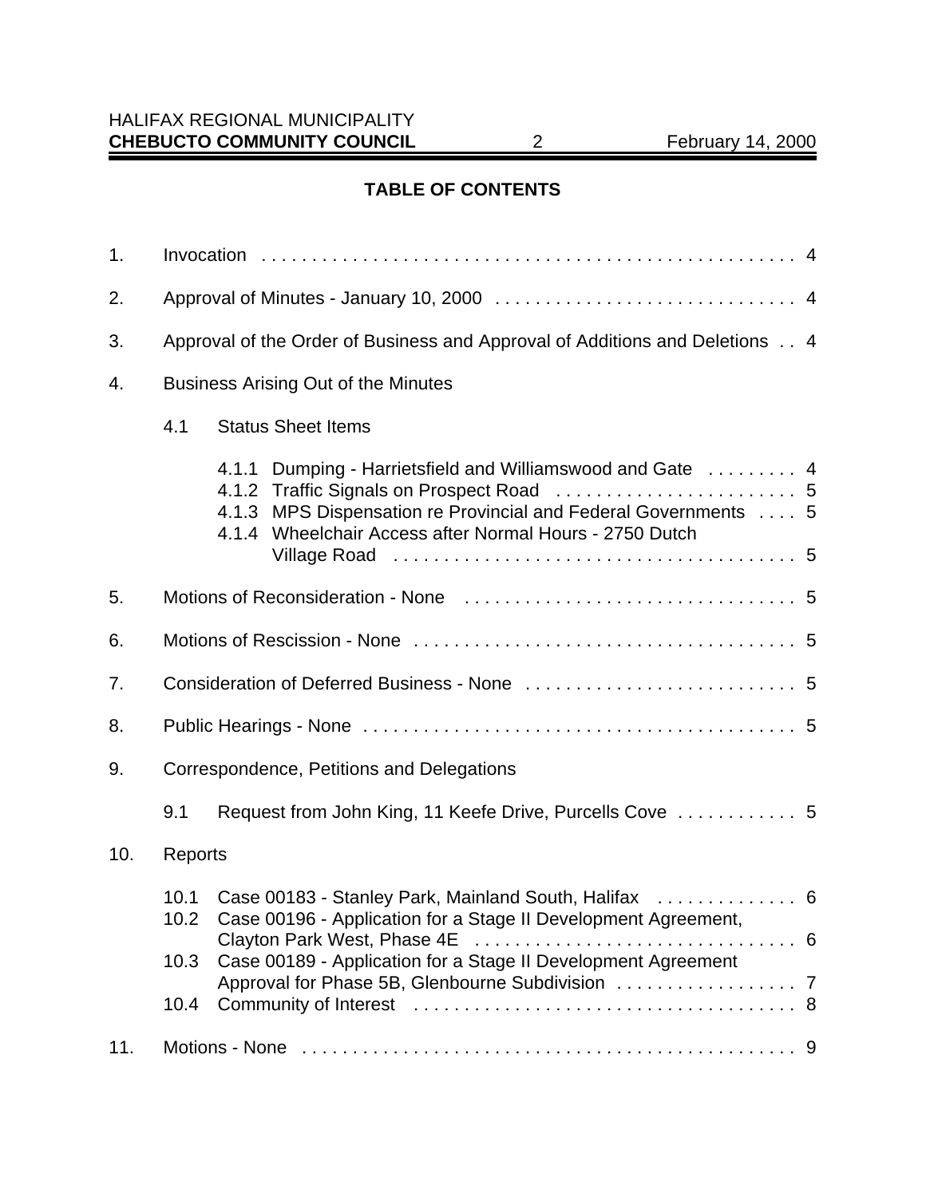## TABLE OF CONTENTS

1. Invocation . . . . . . . . . . . . . . . . . . . . . . . . . . . . . . . . . . . . . . . . . . . . . . . . . . . 4

2. Approval of Minutes - January 10, 2000 . . . . . . . . . . . . . . . . . . . . . . . . . . . . . . 4

3. Approval of the Order of Business and Approval of Additions and Deletions . . 4

4. Business Arising Out of the Minutes

   4.1 Status Sheet Items

      4.1.1 Dumping - Harrietsfield and Williamswood and Gate . . . . . . . . . 4
      4.1.2 Traffic Signals on Prospect Road . . . . . . . . . . . . . . . . . . . . . . . . 5
      4.1.3 MPS Dispensation re Provincial and Federal Governments . . . . 5
      4.1.4 Wheelchair Access after Normal Hours - 2750 Dutch Village Road . . . . . . . . . . . . . . . . . . . . . . . . . . . . . . . . . . . . . . . 5

5. Motions of Reconsideration - None . . . . . . . . . . . . . . . . . . . . . . . . . . . . . . . . . 5

6. Motions of Rescission - None . . . . . . . . . . . . . . . . . . . . . . . . . . . . . . . . . . . . . . 5

7. Consideration of Deferred Business - None . . . . . . . . . . . . . . . . . . . . . . . . . . . 5

8. Public Hearings - None . . . . . . . . . . . . . . . . . . . . . . . . . . . . . . . . . . . . . . . . . . . 5

9. Correspondence, Petitions and Delegations

   9.1 Request from John King, 11 Keefe Drive, Purcells Cove . . . . . . . . . . . . 5

10. Reports

   10.1 Case 00183 - Stanley Park, Mainland South, Halifax . . . . . . . . . . . . . . 6
   10.2 Case 00196 - Application for a Stage II Development Agreement, Clayton Park West, Phase 4E . . . . . . . . . . . . . . . . . . . . . . . . . . . . . . . . 6
   10.3 Case 00189 - Application for a Stage II Development Agreement Approval for Phase 5B, Glenbourne Subdivision . . . . . . . . . . . . . . . . . . 7
   10.4 Community of Interest . . . . . . . . . . . . . . . . . . . . . . . . . . . . . . . . . . . . . . 8

11. Motions - None . . . . . . . . . . . . . . . . . . . . . . . . . . . . . . . . . . . . . . . . . . . . . . . . . 9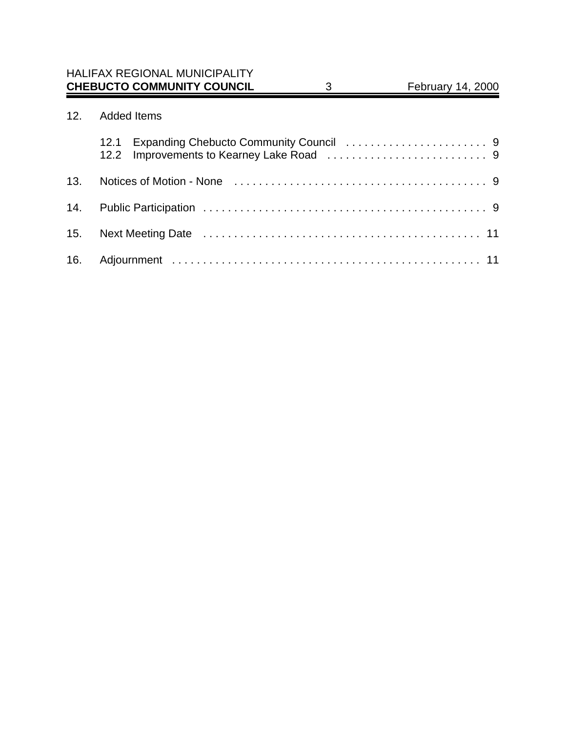12. Added Items

    12.1 Expanding Chebucto Community Council . . . . . . . . . . . . . . . . . . . . . . . 9
    12.2 Improvements to Kearney Lake Road . . . . . . . . . . . . . . . . . . . . . . . . . . 9

13. Notices of Motion - None . . . . . . . . . . . . . . . . . . . . . . . . . . . . . . . . . . . . . . . . . 9

14. Public Participation . . . . . . . . . . . . . . . . . . . . . . . . . . . . . . . . . . . . . . . . . . . . . . 9

15. Next Meeting Date . . . . . . . . . . . . . . . . . . . . . . . . . . . . . . . . . . . . . . . . . . . . . 11

16. Adjournment . . . . . . . . . . . . . . . . . . . . . . . . . . . . . . . . . . . . . . . . . . . . . . . . . . 11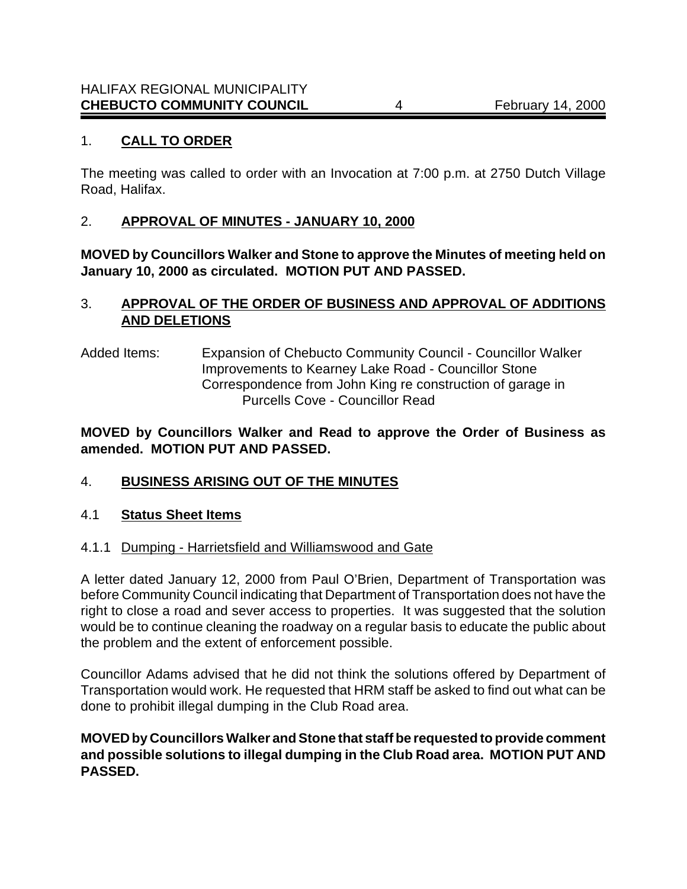## 1. **CALL TO ORDER**

The meeting was called to order with an Invocation at 7:00 p.m. at 2750 Dutch Village Road, Halifax.

## 2. **APPROVAL OF MINUTES - JANUARY 10, 2000**

**MOVED by Councillors Walker and Stone to approve the Minutes of meeting held on January 10, 2000 as circulated. MOTION PUT AND PASSED.**

## 3. **APPROVAL OF THE ORDER OF BUSINESS AND APPROVAL OF ADDITIONS AND DELETIONS**

Added Items: Expansion of Chebucto Community Council - Councillor Walker
Improvements to Kearney Lake Road - Councillor Stone
Correspondence from John King re construction of garage in Purcells Cove - Councillor Read

**MOVED by Councillors Walker and Read to approve the Order of Business as amended. MOTION PUT AND PASSED.**

## 4. **BUSINESS ARISING OUT OF THE MINUTES**

### 4.1 **Status Sheet Items**

#### 4.1.1 Dumping - Harrietsfield and Williamswood and Gate

A letter dated January 12, 2000 from Paul O'Brien, Department of Transportation was before Community Council indicating that Department of Transportation does not have the right to close a road and sever access to properties. It was suggested that the solution would be to continue cleaning the roadway on a regular basis to educate the public about the problem and the extent of enforcement possible.

Councillor Adams advised that he did not think the solutions offered by Department of Transportation would work. He requested that HRM staff be asked to find out what can be done to prohibit illegal dumping in the Club Road area.

**MOVED by Councillors Walker and Stone that staff be requested to provide comment and possible solutions to illegal dumping in the Club Road area. MOTION PUT AND PASSED.**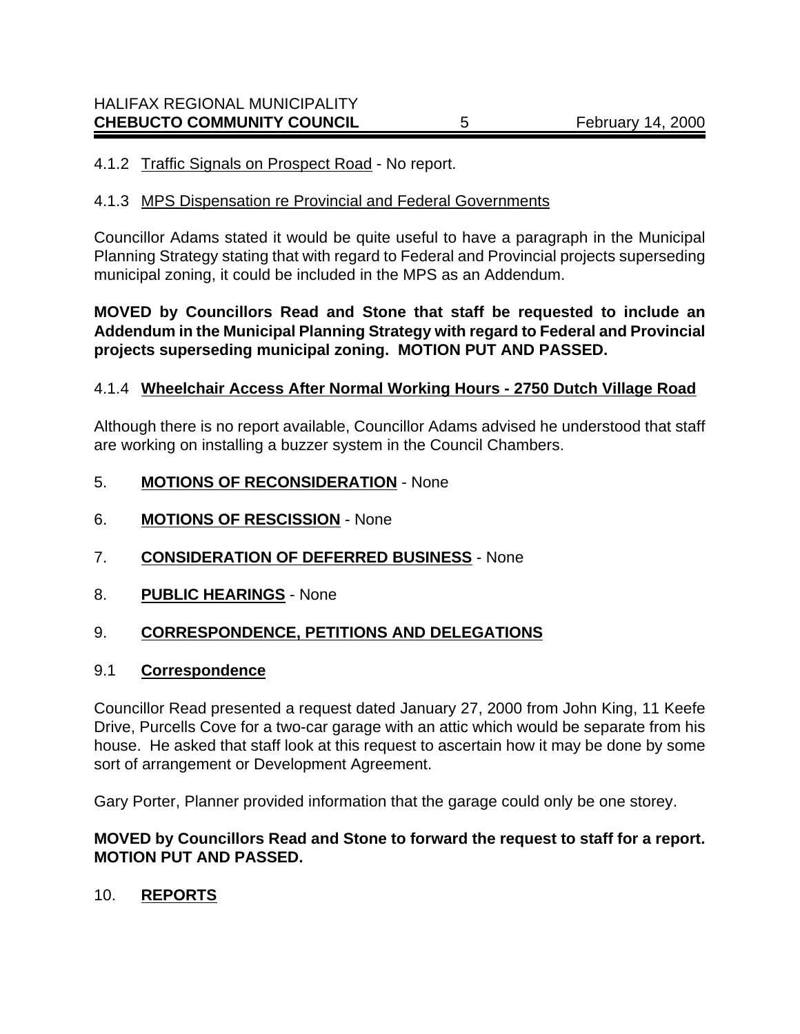4.1.2 Traffic Signals on Prospect Road - No report.

4.1.3 MPS Dispensation re Provincial and Federal Governments

Councillor Adams stated it would be quite useful to have a paragraph in the Municipal Planning Strategy stating that with regard to Federal and Provincial projects superseding municipal zoning, it could be included in the MPS as an Addendum.

**MOVED by Councillors Read and Stone that staff be requested to include an Addendum in the Municipal Planning Strategy with regard to Federal and Provincial projects superseding municipal zoning. MOTION PUT AND PASSED.**

4.1.4 **Wheelchair Access After Normal Working Hours - 2750 Dutch Village Road**

Although there is no report available, Councillor Adams advised he understood that staff are working on installing a buzzer system in the Council Chambers.

## 5. **MOTIONS OF RECONSIDERATION** - None

## 6. **MOTIONS OF RESCISSION** - None

## 7. **CONSIDERATION OF DEFERRED BUSINESS** - None

## 8. **PUBLIC HEARINGS** - None

## 9. **CORRESPONDENCE, PETITIONS AND DELEGATIONS**

### 9.1 **Correspondence**

Councillor Read presented a request dated January 27, 2000 from John King, 11 Keefe Drive, Purcells Cove for a two-car garage with an attic which would be separate from his house. He asked that staff look at this request to ascertain how it may be done by some sort of arrangement or Development Agreement.

Gary Porter, Planner provided information that the garage could only be one storey.

**MOVED by Councillors Read and Stone to forward the request to staff for a report. MOTION PUT AND PASSED.**

## 10. **REPORTS**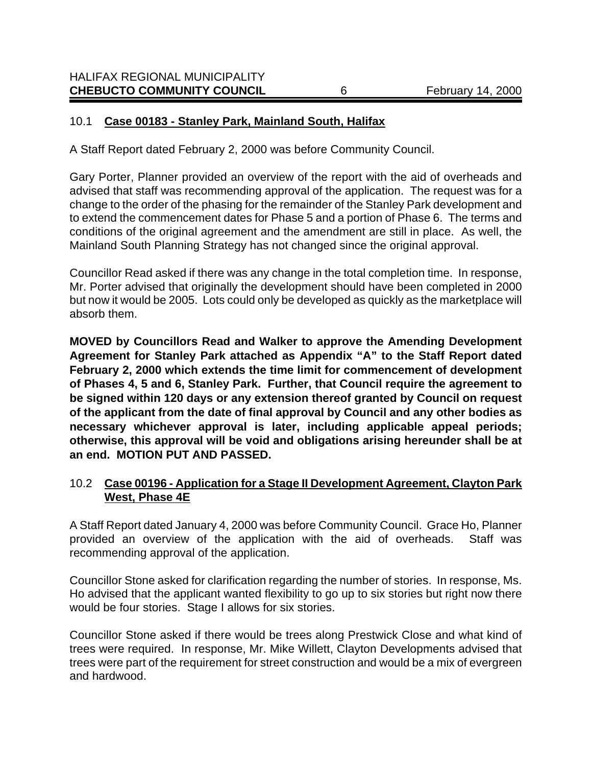### 10.1 **Case 00183 - Stanley Park, Mainland South, Halifax**

A Staff Report dated February 2, 2000 was before Community Council.

Gary Porter, Planner provided an overview of the report with the aid of overheads and advised that staff was recommending approval of the application. The request was for a change to the order of the phasing for the remainder of the Stanley Park development and to extend the commencement dates for Phase 5 and a portion of Phase 6. The terms and conditions of the original agreement and the amendment are still in place. As well, the Mainland South Planning Strategy has not changed since the original approval.

Councillor Read asked if there was any change in the total completion time. In response, Mr. Porter advised that originally the development should have been completed in 2000 but now it would be 2005. Lots could only be developed as quickly as the marketplace will absorb them.

**MOVED by Councillors Read and Walker to approve the Amending Development Agreement for Stanley Park attached as Appendix "A" to the Staff Report dated February 2, 2000 which extends the time limit for commencement of development of Phases 4, 5 and 6, Stanley Park. Further, that Council require the agreement to be signed within 120 days or any extension thereof granted by Council on request of the applicant from the date of final approval by Council and any other bodies as necessary whichever approval is later, including applicable appeal periods; otherwise, this approval will be void and obligations arising hereunder shall be at an end. MOTION PUT AND PASSED.**

### 10.2 **Case 00196 - Application for a Stage II Development Agreement, Clayton Park West, Phase 4E**

A Staff Report dated January 4, 2000 was before Community Council. Grace Ho, Planner provided an overview of the application with the aid of overheads. Staff was recommending approval of the application.

Councillor Stone asked for clarification regarding the number of stories. In response, Ms. Ho advised that the applicant wanted flexibility to go up to six stories but right now there would be four stories. Stage I allows for six stories.

Councillor Stone asked if there would be trees along Prestwick Close and what kind of trees were required. In response, Mr. Mike Willett, Clayton Developments advised that trees were part of the requirement for street construction and would be a mix of evergreen and hardwood.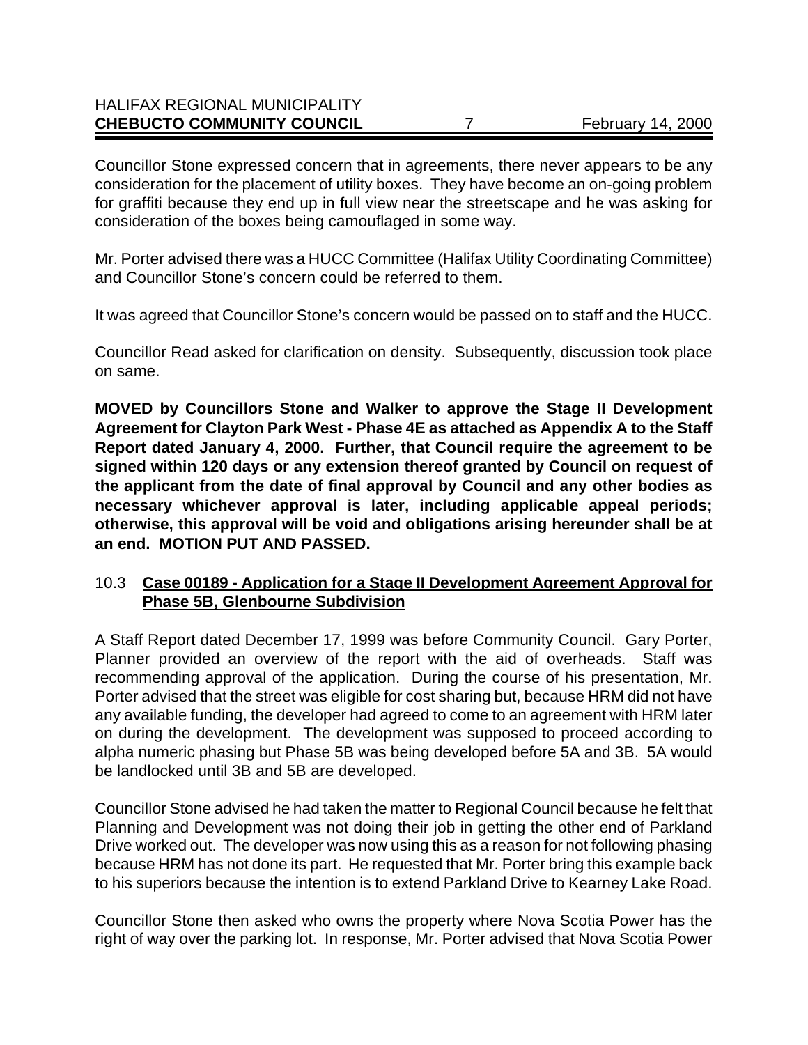Councillor Stone expressed concern that in agreements, there never appears to be any consideration for the placement of utility boxes. They have become an on-going problem for graffiti because they end up in full view near the streetscape and he was asking for consideration of the boxes being camouflaged in some way.

Mr. Porter advised there was a HUCC Committee (Halifax Utility Coordinating Committee) and Councillor Stone's concern could be referred to them.

It was agreed that Councillor Stone's concern would be passed on to staff and the HUCC.

Councillor Read asked for clarification on density. Subsequently, discussion took place on same.

**MOVED by Councillors Stone and Walker to approve the Stage II Development Agreement for Clayton Park West - Phase 4E as attached as Appendix A to the Staff Report dated January 4, 2000. Further, that Council require the agreement to be signed within 120 days or any extension thereof granted by Council on request of the applicant from the date of final approval by Council and any other bodies as necessary whichever approval is later, including applicable appeal periods; otherwise, this approval will be void and obligations arising hereunder shall be at an end. MOTION PUT AND PASSED.**

### 10.3 **Case 00189 - Application for a Stage II Development Agreement Approval for Phase 5B, Glenbourne Subdivision**

A Staff Report dated December 17, 1999 was before Community Council. Gary Porter, Planner provided an overview of the report with the aid of overheads. Staff was recommending approval of the application. During the course of his presentation, Mr. Porter advised that the street was eligible for cost sharing but, because HRM did not have any available funding, the developer had agreed to come to an agreement with HRM later on during the development. The development was supposed to proceed according to alpha numeric phasing but Phase 5B was being developed before 5A and 3B. 5A would be landlocked until 3B and 5B are developed.

Councillor Stone advised he had taken the matter to Regional Council because he felt that Planning and Development was not doing their job in getting the other end of Parkland Drive worked out. The developer was now using this as a reason for not following phasing because HRM has not done its part. He requested that Mr. Porter bring this example back to his superiors because the intention is to extend Parkland Drive to Kearney Lake Road.

Councillor Stone then asked who owns the property where Nova Scotia Power has the right of way over the parking lot. In response, Mr. Porter advised that Nova Scotia Power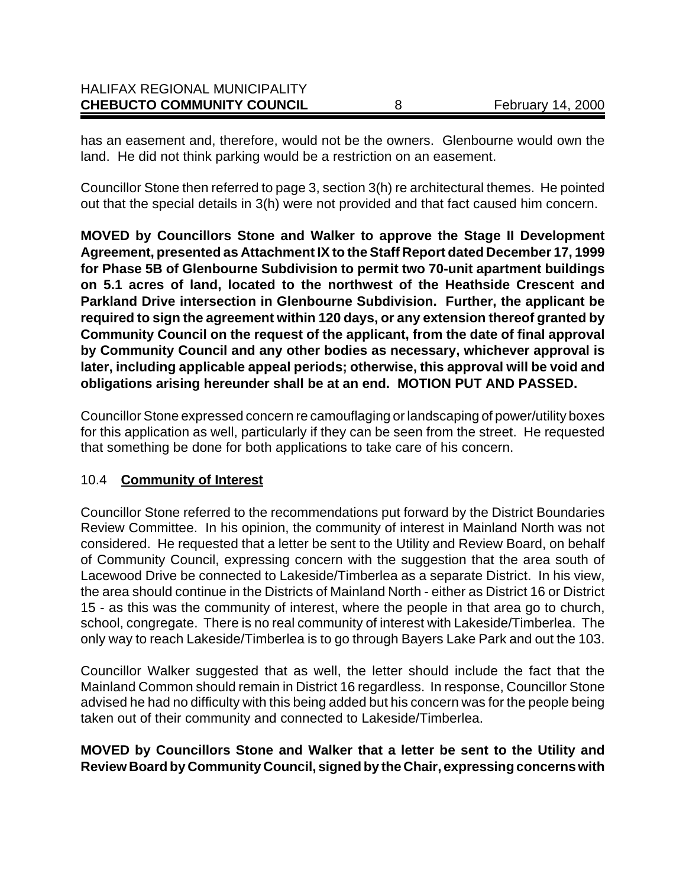has an easement and, therefore, would not be the owners. Glenbourne would own the land. He did not think parking would be a restriction on an easement.

Councillor Stone then referred to page 3, section 3(h) re architectural themes. He pointed out that the special details in 3(h) were not provided and that fact caused him concern.

**MOVED by Councillors Stone and Walker to approve the Stage II Development Agreement, presented as Attachment IX to the Staff Report dated December 17, 1999 for Phase 5B of Glenbourne Subdivision to permit two 70-unit apartment buildings on 5.1 acres of land, located to the northwest of the Heathside Crescent and Parkland Drive intersection in Glenbourne Subdivision. Further, the applicant be required to sign the agreement within 120 days, or any extension thereof granted by Community Council on the request of the applicant, from the date of final approval by Community Council and any other bodies as necessary, whichever approval is later, including applicable appeal periods; otherwise, this approval will be void and obligations arising hereunder shall be at an end. MOTION PUT AND PASSED.**

Councillor Stone expressed concern re camouflaging or landscaping of power/utility boxes for this application as well, particularly if they can be seen from the street. He requested that something be done for both applications to take care of his concern.

### 10.4 **Community of Interest**

Councillor Stone referred to the recommendations put forward by the District Boundaries Review Committee. In his opinion, the community of interest in Mainland North was not considered. He requested that a letter be sent to the Utility and Review Board, on behalf of Community Council, expressing concern with the suggestion that the area south of Lacewood Drive be connected to Lakeside/Timberlea as a separate District. In his view, the area should continue in the Districts of Mainland North - either as District 16 or District 15 - as this was the community of interest, where the people in that area go to church, school, congregate. There is no real community of interest with Lakeside/Timberlea. The only way to reach Lakeside/Timberlea is to go through Bayers Lake Park and out the 103.

Councillor Walker suggested that as well, the letter should include the fact that the Mainland Common should remain in District 16 regardless. In response, Councillor Stone advised he had no difficulty with this being added but his concern was for the people being taken out of their community and connected to Lakeside/Timberlea.

**MOVED by Councillors Stone and Walker that a letter be sent to the Utility and Review Board by Community Council, signed by the Chair, expressing concerns with**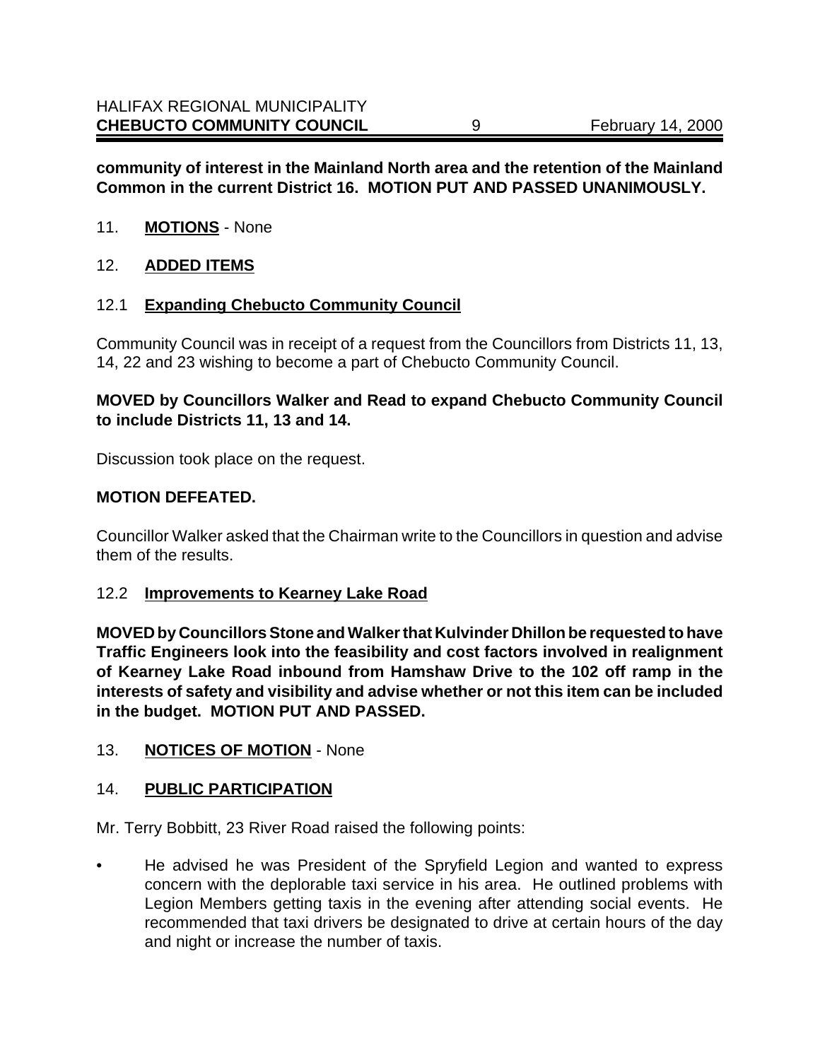**community of interest in the Mainland North area and the retention of the Mainland Common in the current District 16. MOTION PUT AND PASSED UNANIMOUSLY.**

11. **MOTIONS** - None

12. **ADDED ITEMS**

12.1 **Expanding Chebucto Community Council**

Community Council was in receipt of a request from the Councillors from Districts 11, 13, 14, 22 and 23 wishing to become a part of Chebucto Community Council.

**MOVED by Councillors Walker and Read to expand Chebucto Community Council to include Districts 11, 13 and 14.**

Discussion took place on the request.

**MOTION DEFEATED.**

Councillor Walker asked that the Chairman write to the Councillors in question and advise them of the results.

12.2 **Improvements to Kearney Lake Road**

**MOVED by Councillors Stone and Walker that Kulvinder Dhillon be requested to have Traffic Engineers look into the feasibility and cost factors involved in realignment of Kearney Lake Road inbound from Hamshaw Drive to the 102 off ramp in the interests of safety and visibility and advise whether or not this item can be included in the budget. MOTION PUT AND PASSED.**

13. **NOTICES OF MOTION** - None

14. **PUBLIC PARTICIPATION**

Mr. Terry Bobbitt, 23 River Road raised the following points:

- He advised he was President of the Spryfield Legion and wanted to express concern with the deplorable taxi service in his area. He outlined problems with Legion Members getting taxis in the evening after attending social events. He recommended that taxi drivers be designated to drive at certain hours of the day and night or increase the number of taxis.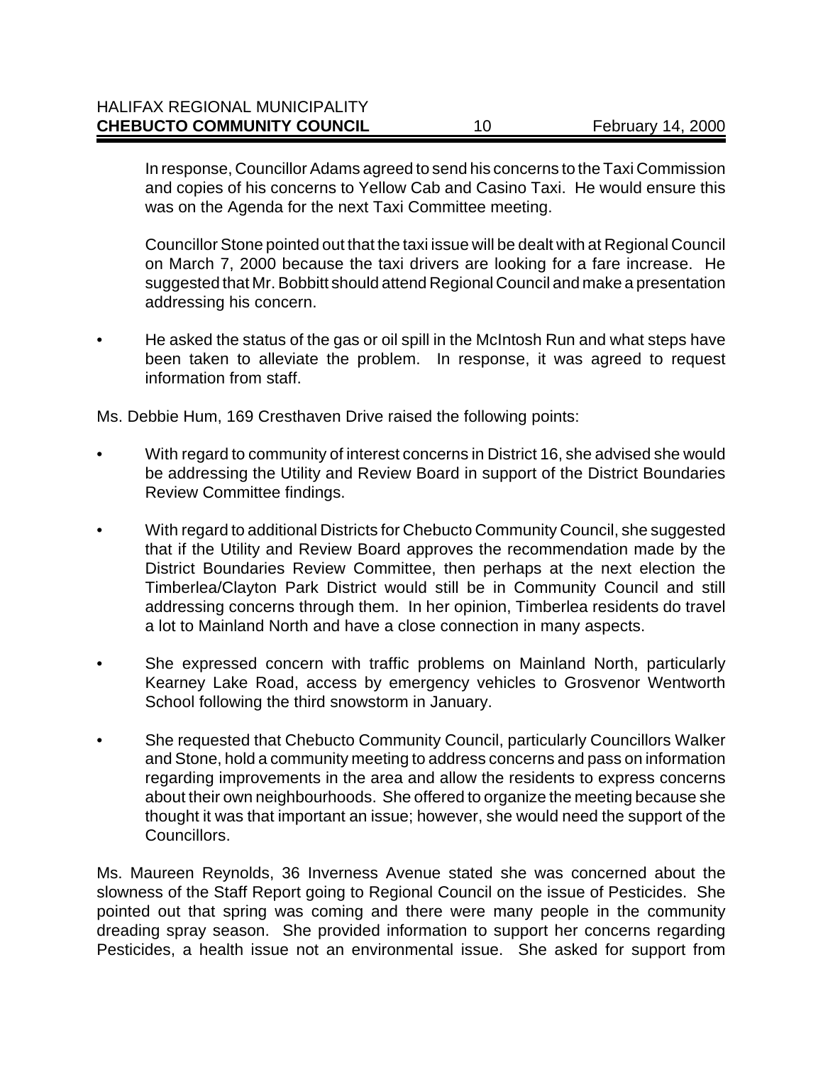In response, Councillor Adams agreed to send his concerns to the Taxi Commission and copies of his concerns to Yellow Cab and Casino Taxi. He would ensure this was on the Agenda for the next Taxi Committee meeting.

Councillor Stone pointed out that the taxi issue will be dealt with at Regional Council on March 7, 2000 because the taxi drivers are looking for a fare increase. He suggested that Mr. Bobbitt should attend Regional Council and make a presentation addressing his concern.

- He asked the status of the gas or oil spill in the McIntosh Run and what steps have been taken to alleviate the problem. In response, it was agreed to request information from staff.

Ms. Debbie Hum, 169 Cresthaven Drive raised the following points:

- With regard to community of interest concerns in District 16, she advised she would be addressing the Utility and Review Board in support of the District Boundaries Review Committee findings.
- With regard to additional Districts for Chebucto Community Council, she suggested that if the Utility and Review Board approves the recommendation made by the District Boundaries Review Committee, then perhaps at the next election the Timberlea/Clayton Park District would still be in Community Council and still addressing concerns through them. In her opinion, Timberlea residents do travel a lot to Mainland North and have a close connection in many aspects.
- She expressed concern with traffic problems on Mainland North, particularly Kearney Lake Road, access by emergency vehicles to Grosvenor Wentworth School following the third snowstorm in January.
- She requested that Chebucto Community Council, particularly Councillors Walker and Stone, hold a community meeting to address concerns and pass on information regarding improvements in the area and allow the residents to express concerns about their own neighbourhoods. She offered to organize the meeting because she thought it was that important an issue; however, she would need the support of the Councillors.

Ms. Maureen Reynolds, 36 Inverness Avenue stated she was concerned about the slowness of the Staff Report going to Regional Council on the issue of Pesticides. She pointed out that spring was coming and there were many people in the community dreading spray season. She provided information to support her concerns regarding Pesticides, a health issue not an environmental issue. She asked for support from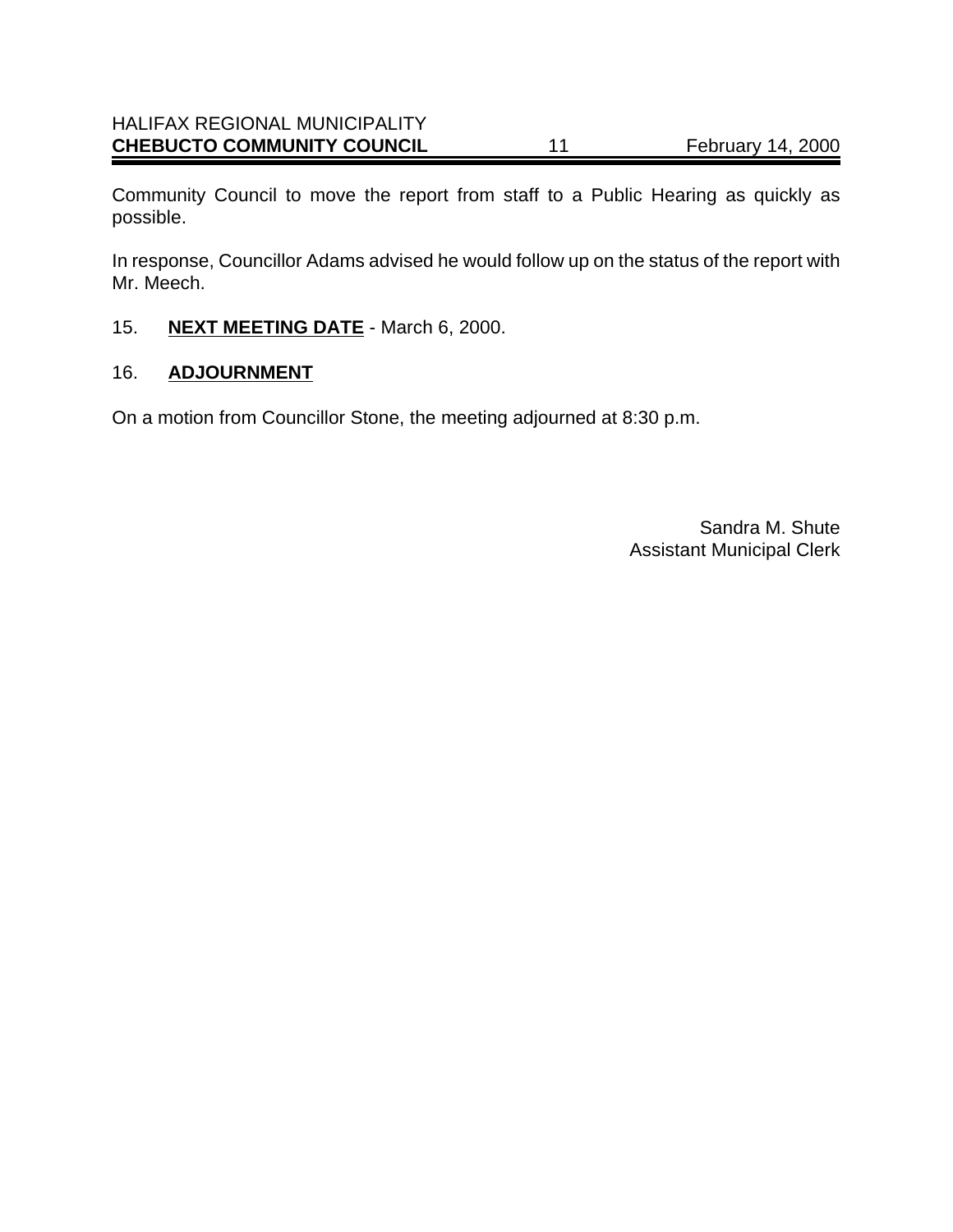Community Council to move the report from staff to a Public Hearing as quickly as possible.

In response, Councillor Adams advised he would follow up on the status of the report with Mr. Meech.

15. **NEXT MEETING DATE** - March 6, 2000.

16. **ADJOURNMENT**

On a motion from Councillor Stone, the meeting adjourned at 8:30 p.m.

Sandra M. Shute
Assistant Municipal Clerk